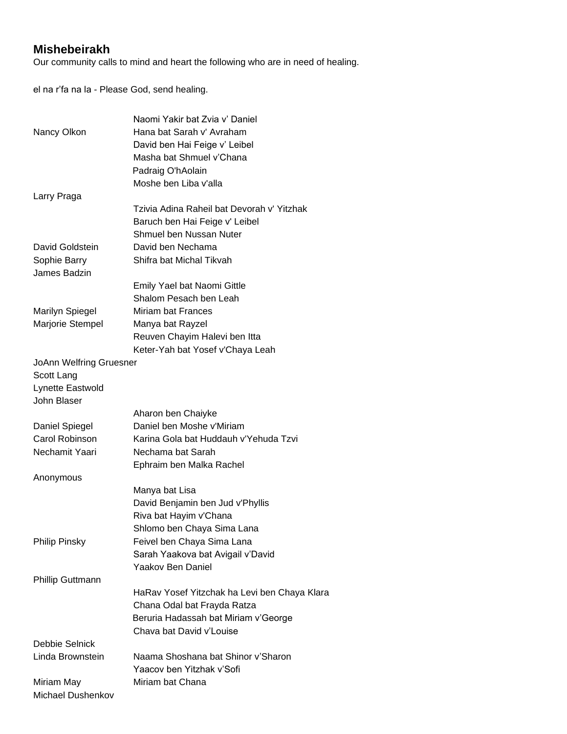## Mishebeirakh

Our community calls to mind and heart the following who are in need of healing.

el na r'fa na la - Please God, send healing.

| | |
|---|---|
| | Naomi Yakir bat Zvia v' Daniel |
| Nancy Olkon | Hana bat Sarah v' Avraham |
| | David ben Hai Feige v' Leibel |
| | Masha bat Shmuel v'Chana |
| | Padraig O'hAolain |
| | Moshe ben Liba v'alla |
| Larry Praga | |
| | Tzivia Adina Raheil bat Devorah v' Yitzhak |
| | Baruch ben Hai Feige v' Leibel |
| | Shmuel ben Nussan Nuter |
| David Goldstein | David ben Nechama |
| Sophie Barry | Shifra bat Michal Tikvah |
| James Badzin | |
| | Emily Yael bat Naomi Gittle |
| | Shalom Pesach ben Leah |
| Marilyn Spiegel | Miriam bat Frances |
| Marjorie Stempel | Manya bat Rayzel |
| | Reuven Chayim Halevi ben Itta |
| | Keter-Yah bat Yosef v'Chaya Leah |
| JoAnn Welfring Gruesner | |
| Scott Lang | |
| Lynette Eastwold | |
| John Blaser | |
| | Aharon ben Chaiyke |
| Daniel Spiegel | Daniel ben Moshe v'Miriam |
| Carol Robinson | Karina Gola bat Huddauh v'Yehuda Tzvi |
| Nechamit Yaari | Nechama bat Sarah |
| | Ephraim ben Malka Rachel |
| Anonymous | |
| | Manya bat Lisa |
| | David Benjamin ben Jud v'Phyllis |
| | Riva bat Hayim v'Chana |
| | Shlomo ben Chaya Sima Lana |
| Philip Pinsky | Feivel ben Chaya Sima Lana |
| | Sarah Yaakova bat Avigail v'David |
| | Yaakov Ben Daniel |
| Phillip Guttmann | |
| | HaRav Yosef Yitzchak ha Levi ben Chaya Klara |
| | Chana Odal bat Frayda Ratza |
| | Beruria Hadassah bat Miriam v'George |
| | Chava bat David v'Louise |
| Debbie Selnick | |
| Linda Brownstein | Naama Shoshana bat Shinor v'Sharon |
| | Yaacov ben Yitzhak v'Sofi |
| Miriam May | Miriam bat Chana |
| Michael Dushenkov | |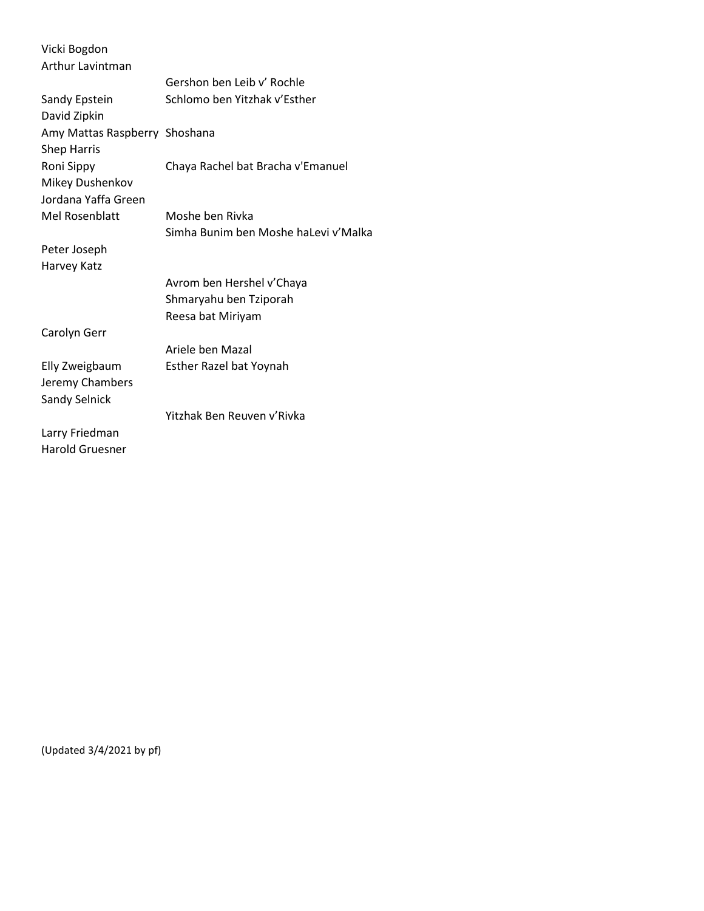| | |
|---|---|
| Vicki Bogdon | |
| Arthur Lavintman | |
| | Gershon ben Leib v' Rochle |
| Sandy Epstein | Schlomo ben Yitzhak v'Esther |
| David Zipkin | |
| Amy Mattas Raspberry | Shoshana |
| Shep Harris | |
| Roni Sippy | Chaya Rachel bat Bracha v'Emanuel |
| Mikey Dushenkov | |
| Jordana Yaffa Green | |
| Mel Rosenblatt | Moshe ben Rivka |
| | Simha Bunim ben Moshe haLevi v'Malka |
| Peter Joseph | |
| Harvey Katz | |
| | Avrom ben Hershel v'Chaya |
| | Shmaryahu ben Tziporah |
| | Reesa bat Miriyam |
| Carolyn Gerr | |
| | Ariele ben Mazal |
| Elly Zweigbaum | Esther Razel bat Yoynah |
| Jeremy Chambers | |
| Sandy Selnick | |
| | Yitzhak Ben Reuven v'Rivka |
| Larry Friedman | |
| Harold Gruesner | |

(Updated 3/4/2021 by pf)